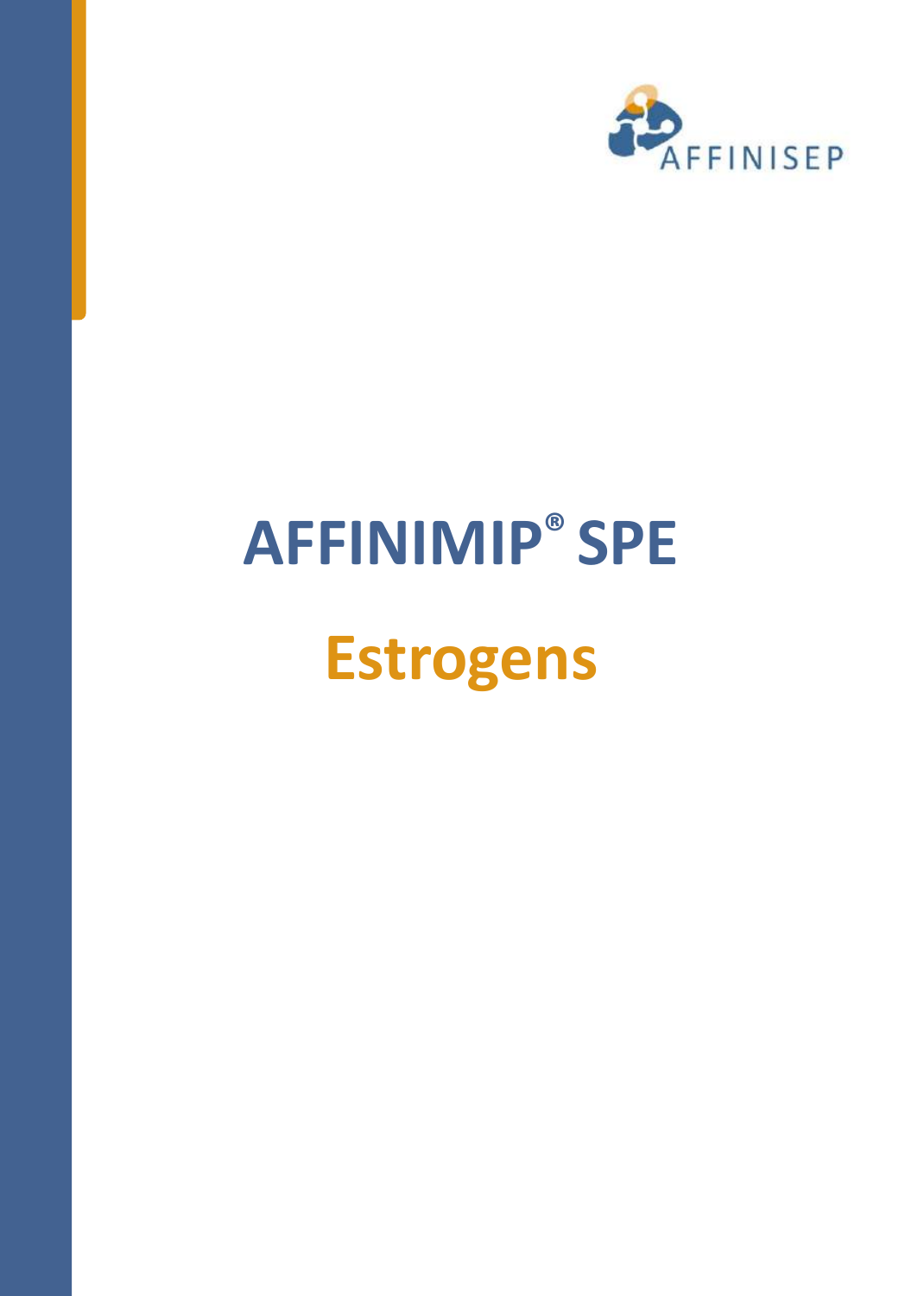AFFINISEP

# AFFINIMIP® SPE

## Estrogens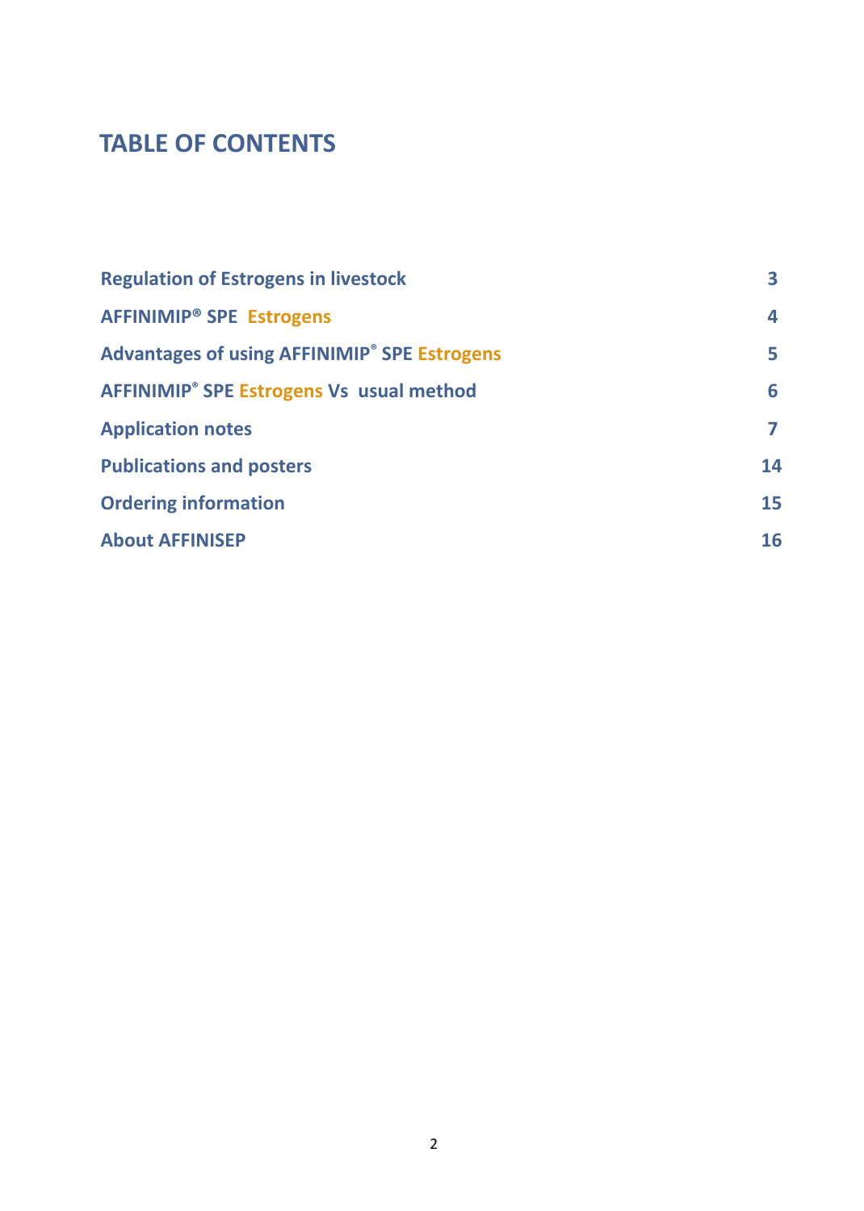# TABLE OF CONTENTS

| | |
|---|---|
| **Regulation of Estrogens in livestock** | **3** |
| **AFFINIMIP® SPE Estrogens** | **4** |
| **Advantages of using AFFINIMIP® SPE Estrogens** | **5** |
| **AFFINIMIP® SPE Estrogens Vs usual method** | **6** |
| **Application notes** | **7** |
| **Publications and posters** | **14** |
| **Ordering information** | **15** |
| **About AFFINISEP** | **16** |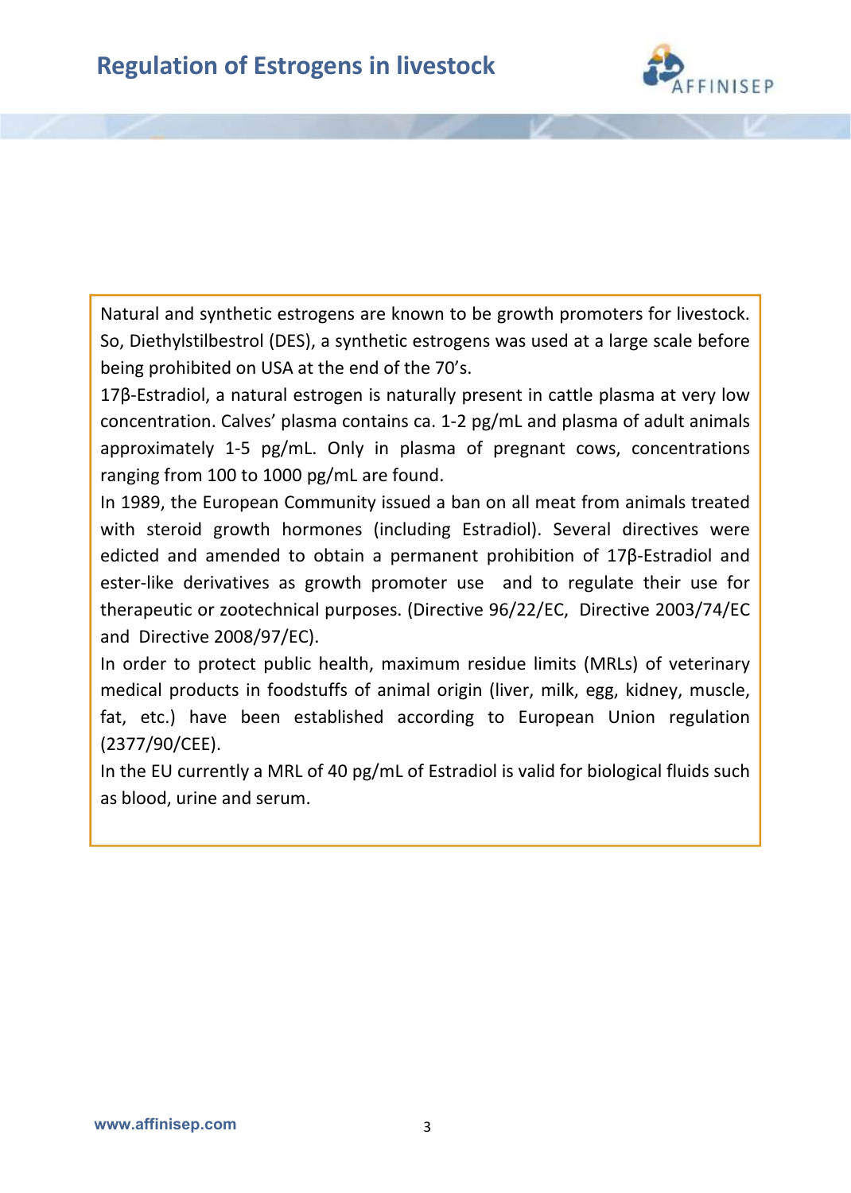# Regulation of Estrogens in livestock

Natural and synthetic estrogens are known to be growth promoters for livestock. So, Diethylstilbestrol (DES), a synthetic estrogens was used at a large scale before being prohibited on USA at the end of the 70's.

17β-Estradiol, a natural estrogen is naturally present in cattle plasma at very low concentration. Calves' plasma contains ca. 1-2 pg/mL and plasma of adult animals approximately 1-5 pg/mL. Only in plasma of pregnant cows, concentrations ranging from 100 to 1000 pg/mL are found.

In 1989, the European Community issued a ban on all meat from animals treated with steroid growth hormones (including Estradiol). Several directives were edicted and amended to obtain a permanent prohibition of 17β-Estradiol and ester-like derivatives as growth promoter use and to regulate their use for therapeutic or zootechnical purposes. (Directive 96/22/EC, Directive 2003/74/EC and Directive 2008/97/EC).

In order to protect public health, maximum residue limits (MRLs) of veterinary medical products in foodstuffs of animal origin (liver, milk, egg, kidney, muscle, fat, etc.) have been established according to European Union regulation (2377/90/CEE).

In the EU currently a MRL of 40 pg/mL of Estradiol is valid for biological fluids such as blood, urine and serum.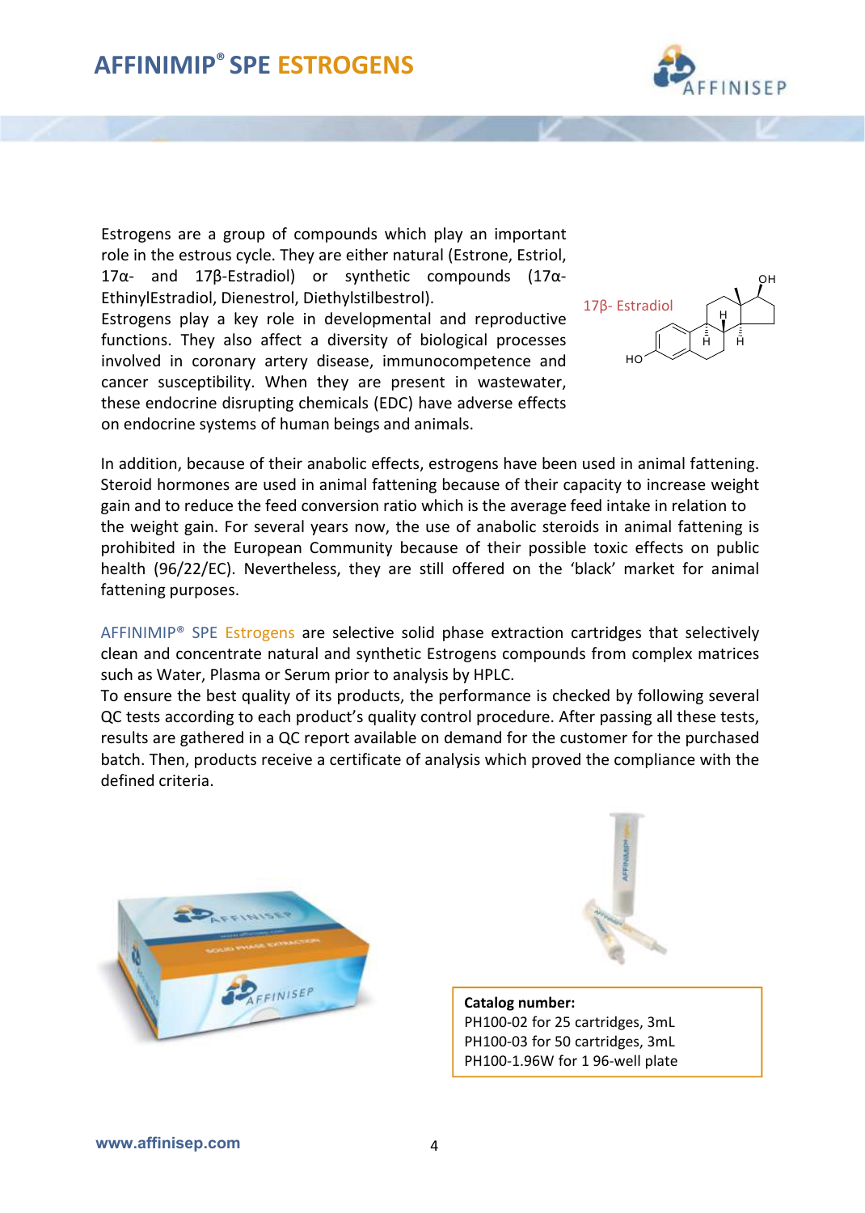# AFFINIMIP® SPE ESTROGENS

Estrogens are a group of compounds which play an important role in the estrous cycle. They are either natural (Estrone, Estriol, 17α- and 17β-Estradiol) or synthetic compounds (17α-EthinylEstradiol, Dienestrol, Diethylstilbestrol).
Estrogens play a key role in developmental and reproductive functions. They also affect a diversity of biological processes involved in coronary artery disease, immunocompetence and cancer susceptibility. When they are present in wastewater, these endocrine disrupting chemicals (EDC) have adverse effects on endocrine systems of human beings and animals.

17β- Estradiol

In addition, because of their anabolic effects, estrogens have been used in animal fattening. Steroid hormones are used in animal fattening because of their capacity to increase weight gain and to reduce the feed conversion ratio which is the average feed intake in relation to the weight gain. For several years now, the use of anabolic steroids in animal fattening is prohibited in the European Community because of their possible toxic effects on public health (96/22/EC). Nevertheless, they are still offered on the 'black' market for animal fattening purposes.

AFFINIMIP® SPE Estrogens are selective solid phase extraction cartridges that selectively clean and concentrate natural and synthetic Estrogens compounds from complex matrices such as Water, Plasma or Serum prior to analysis by HPLC.
To ensure the best quality of its products, the performance is checked by following several QC tests according to each product's quality control procedure. After passing all these tests, results are gathered in a QC report available on demand for the customer for the purchased batch. Then, products receive a certificate of analysis which proved the compliance with the defined criteria.

**Catalog number:**
PH100-02 for 25 cartridges, 3mL
PH100-03 for 50 cartridges, 3mL
PH100-1.96W for 1 96-well plate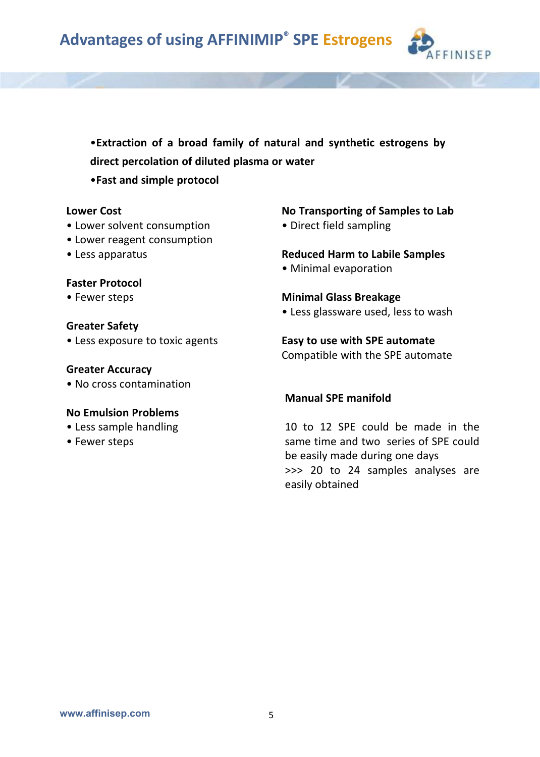# Advantages of using AFFINIMIP® SPE Estrogens

**•Extraction of a broad family of natural and synthetic estrogens by direct percolation of diluted plasma or water**

**•Fast and simple protocol**

**Lower Cost**

- Lower solvent consumption
- Lower reagent consumption
- Less apparatus

**Faster Protocol**

- Fewer steps

**Greater Safety**

- Less exposure to toxic agents

**Greater Accuracy**

- No cross contamination

**No Emulsion Problems**

- Less sample handling
- Fewer steps

**No Transporting of Samples to Lab**

- Direct field sampling

**Reduced Harm to Labile Samples**

- Minimal evaporation

**Minimal Glass Breakage**

- Less glassware used, less to wash

**Easy to use with SPE automate**

Compatible with the SPE automate

**Manual SPE manifold**

10 to 12 SPE could be made in the same time and two series of SPE could be easily made during one days
>>> 20 to 24 samples analyses are easily obtained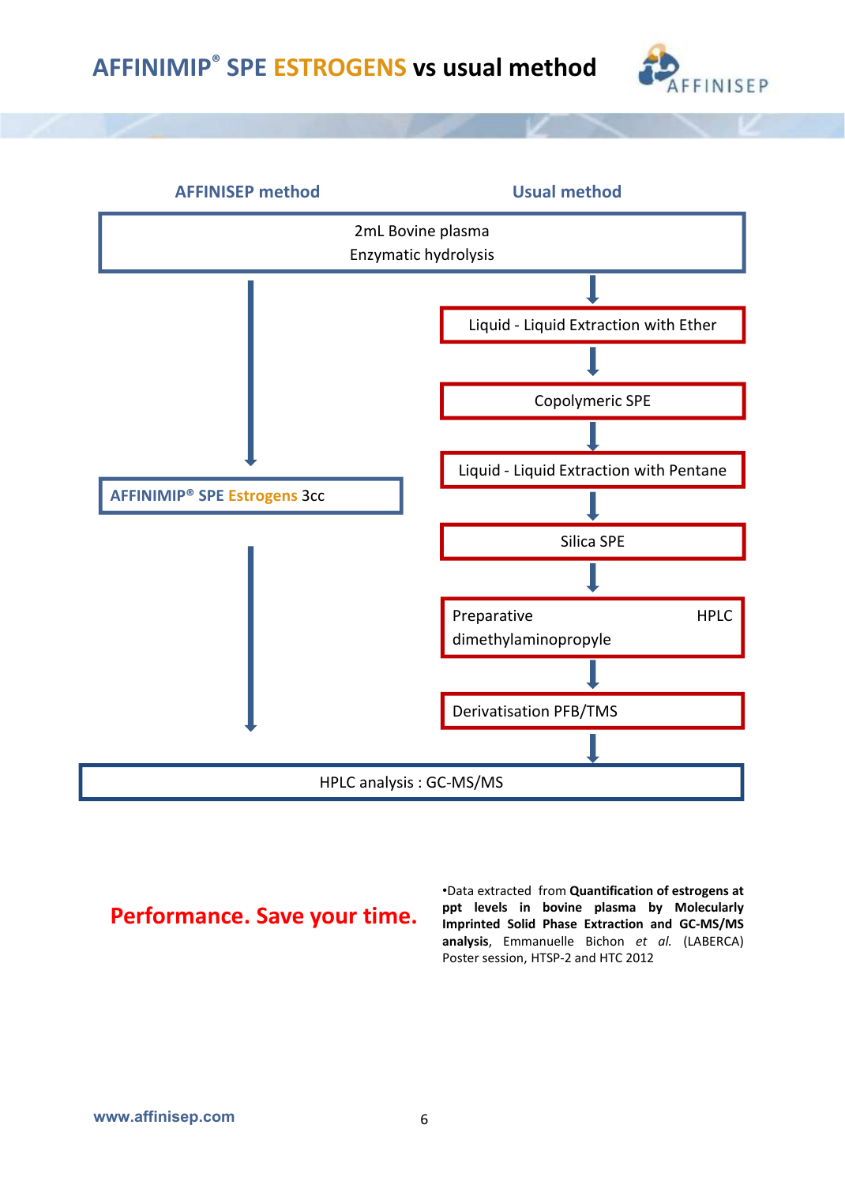# AFFINIMIP® SPE ESTROGENS vs usual method

| AFFINISEP method | Usual method |
| --- | --- |
| 2mL Bovine plasma<br>Enzymatic hydrolysis | 2mL Bovine plasma<br>Enzymatic hydrolysis |
| ↓ | ↓ |
| | Liquid - Liquid Extraction with Ether |
| | ↓ |
| | Copolymeric SPE |
| | ↓ |
| AFFINIMIP® SPE Estrogens 3cc | Liquid - Liquid Extraction with Pentane |
| | ↓ |
| | Silica SPE |
| | ↓ |
| | Preparative HPLC dimethylaminopropyle |
| | ↓ |
| | Derivatisation PFB/TMS |
| ↓ | ↓ |
| HPLC analysis : GC-MS/MS | HPLC analysis : GC-MS/MS |

**Performance. Save your time.**

•Data extracted from **Quantification of estrogens at ppt levels in bovine plasma by Molecularly Imprinted Solid Phase Extraction and GC-MS/MS analysis**, Emmanuelle Bichon *et al.* (LABERCA) Poster session, HTSP-2 and HTC 2012

www.affinisep.com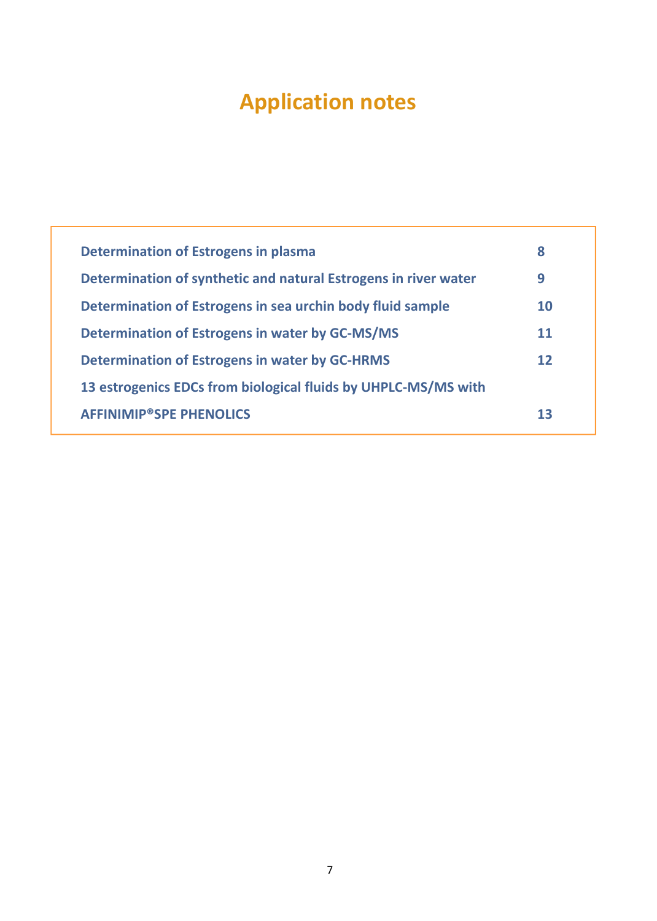# Application notes

| | |
|---|---|
| **Determination of Estrogens in plasma** | **8** |
| **Determination of synthetic and natural Estrogens in river water** | **9** |
| **Determination of Estrogens in sea urchin body fluid sample** | **10** |
| **Determination of Estrogens in water by GC-MS/MS** | **11** |
| **Determination of Estrogens in water by GC-HRMS** | **12** |
| **13 estrogenics EDCs from biological fluids by UHPLC-MS/MS with AFFINIMIP®SPE PHENOLICS** | **13** |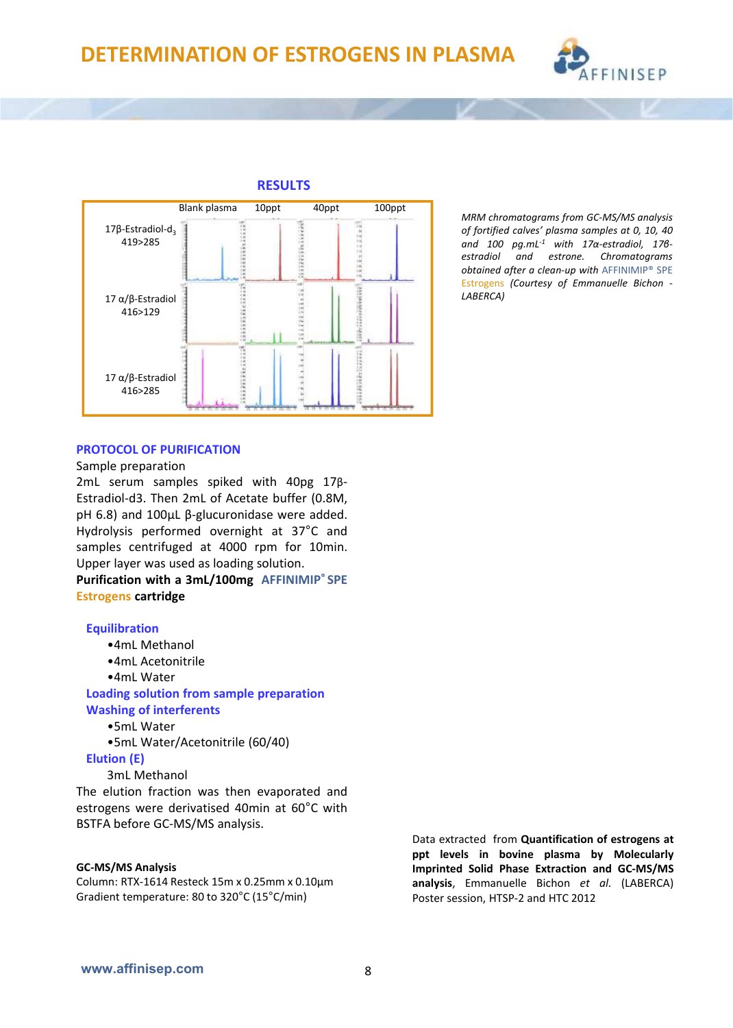# DETERMINATION OF ESTROGENS IN PLASMA

## RESULTS

| | Blank plasma | 10ppt | 40ppt | 100ppt |
|---|---|---|---|---|
| 17β-Estradiol-d3 419>285 | | | | |
| 17 α/β-Estradiol 416>129 | | | | |
| 17 α/β-Estradiol 416>285 | | | | |

*MRM chromatograms from GC-MS/MS analysis of fortified calves' plasma samples at 0, 10, 40 and 100 pg.mL$^{-1}$ with 17α-estradiol, 17β-estradiol and estrone. Chromatograms obtained after a clean-up with AFFINIMIP® SPE Estrogens (Courtesy of Emmanuelle Bichon - LABERCA)*

## PROTOCOL OF PURIFICATION

Sample preparation

2mL serum samples spiked with 40pg 17β-Estradiol-d3. Then 2mL of Acetate buffer (0.8M, pH 6.8) and 100µL β-glucuronidase were added. Hydrolysis performed overnight at 37°C and samples centrifuged at 4000 rpm for 10min. Upper layer was used as loading solution.

**Purification with a 3mL/100mg AFFINIMIP® SPE Estrogens cartridge**

**Equilibration**

- 4mL Methanol
- 4mL Acetonitrile
- 4mL Water

**Loading solution from sample preparation**

**Washing of interferents**

- 5mL Water
- 5mL Water/Acetonitrile (60/40)

**Elution (E)**

3mL Methanol

The elution fraction was then evaporated and estrogens were derivatised 40min at 60°C with BSTFA before GC-MS/MS analysis.

**GC-MS/MS Analysis**

Column: RTX-1614 Resteck 15m x 0.25mm x 0.10µm

Gradient temperature: 80 to 320°C (15°C/min)

Data extracted from **Quantification of estrogens at ppt levels in bovine plasma by Molecularly Imprinted Solid Phase Extraction and GC-MS/MS analysis**, Emmanuelle Bichon *et al.* (LABERCA) Poster session, HTSP-2 and HTC 2012

www.affinisep.com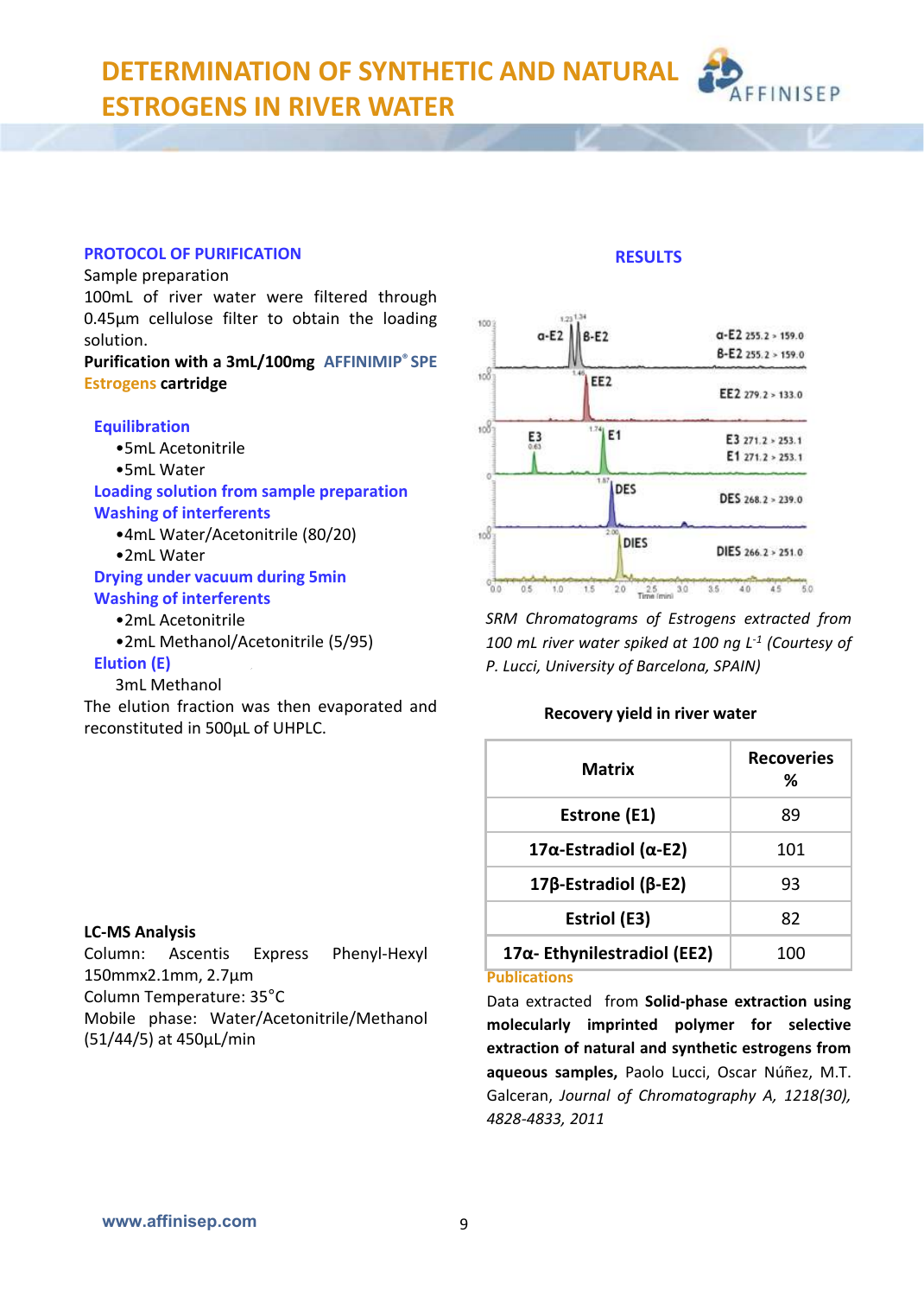# DETERMINATION OF SYNTHETIC AND NATURAL ESTROGENS IN RIVER WATER

## PROTOCOL OF PURIFICATION

Sample preparation

100mL of river water were filtered through 0.45µm cellulose filter to obtain the loading solution.

**Purification with a 3mL/100mg AFFINIMIP® SPE Estrogens cartridge**

**Equilibration**

- 5mL Acetonitrile
- 5mL Water

**Loading solution from sample preparation**

**Washing of interferents**

- 4mL Water/Acetonitrile (80/20)
- 2mL Water

**Drying under vacuum during 5min**

**Washing of interferents**

- 2mL Acetonitrile
- 2mL Methanol/Acetonitrile (5/95)

**Elution (E)**

3mL Methanol

The elution fraction was then evaporated and reconstituted in 500µL of UHPLC.

## LC-MS Analysis

Column: Ascentis Express Phenyl-Hexyl 150mmx2.1mm, 2.7µm

Column Temperature: 35°C

Mobile phase: Water/Acetonitrile/Methanol (51/44/5) at 450µL/min

## RESULTS

*SRM Chromatograms of Estrogens extracted from 100 mL river water spiked at 100 ng $L^{-1}$ (Courtesy of P. Lucci, University of Barcelona, SPAIN)*

**Recovery yield in river water**

| Matrix | Recoveries % |
|---|---|
| Estrone (E1) | 89 |
| 17α-Estradiol (α-E2) | 101 |
| 17β-Estradiol (β-E2) | 93 |
| Estriol (E3) | 82 |
| 17α- Ethynilestradiol (EE2) | 100 |

## Publications

Data extracted from **Solid-phase extraction using molecularly imprinted polymer for selective extraction of natural and synthetic estrogens from aqueous samples,** Paolo Lucci, Oscar Núñez, M.T. Galceran, *Journal of Chromatography A, 1218(30), 4828-4833, 2011*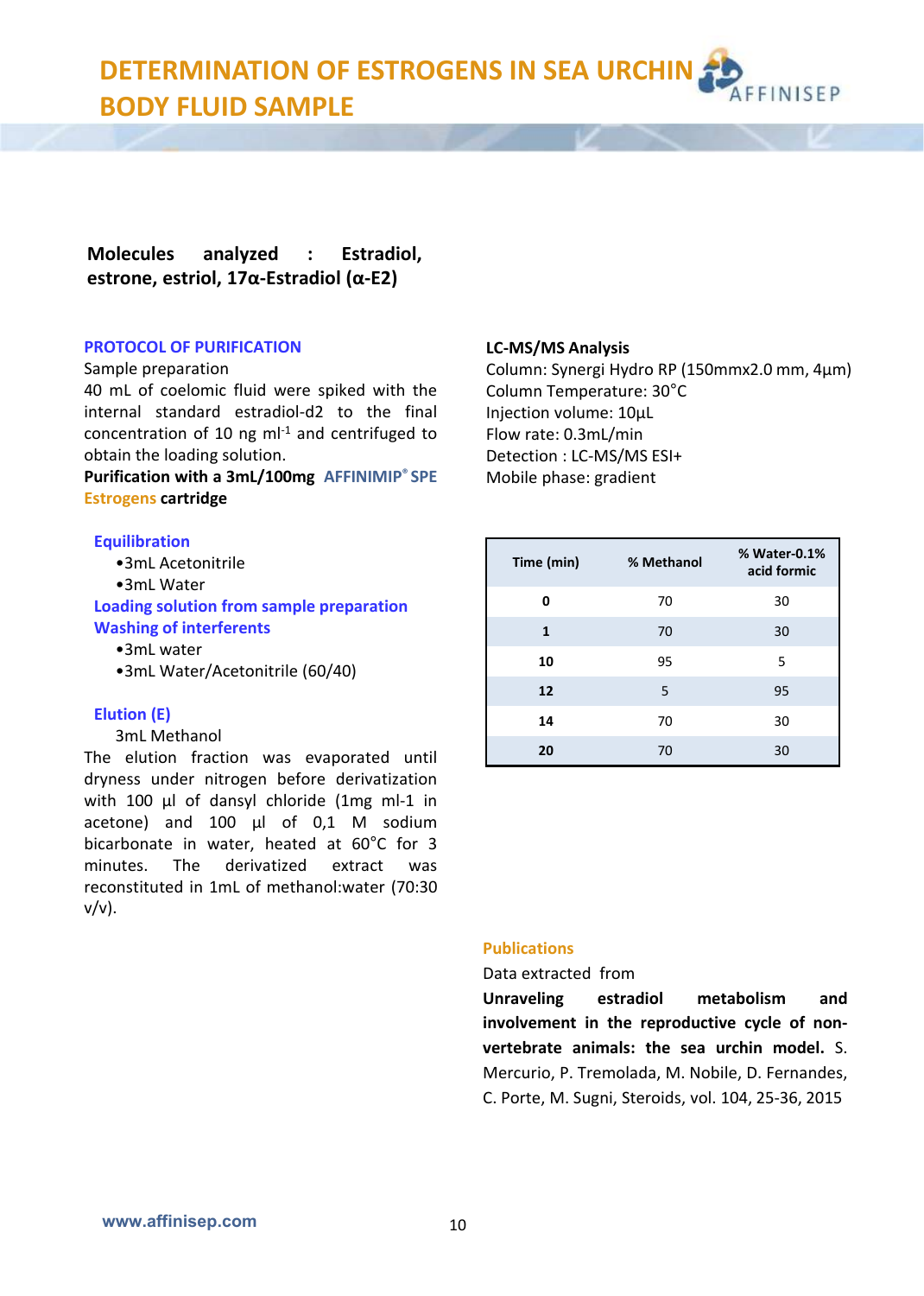# DETERMINATION OF ESTROGENS IN SEA URCHIN BODY FLUID SAMPLE

**Molecules analyzed : Estradiol, estrone, estriol, 17α-Estradiol (α-E2)**

## PROTOCOL OF PURIFICATION

Sample preparation

40 mL of coelomic fluid were spiked with the internal standard estradiol-d2 to the final concentration of 10 ng $ml^{-1}$ and centrifuged to obtain the loading solution.

**Purification with a 3mL/100mg AFFINIMIP® SPE Estrogens cartridge**

### Equilibration

- 3mL Acetonitrile
- 3mL Water

### Loading solution from sample preparation

### Washing of interferents

- 3mL water
- 3mL Water/Acetonitrile (60/40)

### Elution (E)

3mL Methanol

The elution fraction was evaporated until dryness under nitrogen before derivatization with 100 µl of dansyl chloride (1mg ml-1 in acetone) and 100 µl of 0,1 M sodium bicarbonate in water, heated at 60°C for 3 minutes. The derivatized extract was reconstituted in 1mL of methanol:water (70:30 v/v).

## LC-MS/MS Analysis

Column: Synergi Hydro RP (150mmx2.0 mm, 4µm)
Column Temperature: 30°C
Injection volume: 10µL
Flow rate: 0.3mL/min
Detection : LC-MS/MS ESI+
Mobile phase: gradient

| Time (min) | % Methanol | % Water-0.1% acid formic |
|---|---|---|
| 0 | 70 | 30 |
| 1 | 70 | 30 |
| 10 | 95 | 5 |
| 12 | 5 | 95 |
| 14 | 70 | 30 |
| 20 | 70 | 30 |

## Publications

Data extracted from

**Unraveling estradiol metabolism and involvement in the reproductive cycle of non-vertebrate animals: the sea urchin model.** S. Mercurio, P. Tremolada, M. Nobile, D. Fernandes, C. Porte, M. Sugni, Steroids, vol. 104, 25-36, 2015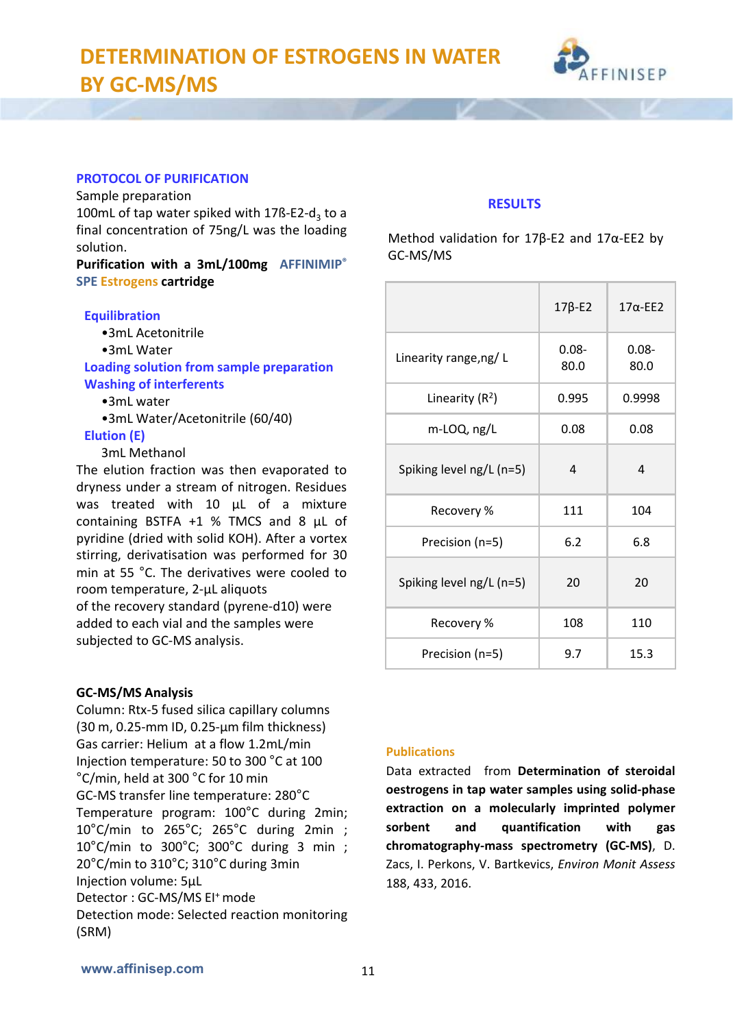# DETERMINATION OF ESTROGENS IN WATER BY GC-MS/MS

### PROTOCOL OF PURIFICATION

Sample preparation

100mL of tap water spiked with 17ß-E2-$d_3$ to a final concentration of 75ng/L was the loading solution.

**Purification with a 3mL/100mg AFFINIMIP® SPE Estrogens cartridge**

**Equilibration**

- 3mL Acetonitrile
- 3mL Water

**Loading solution from sample preparation**

**Washing of interferents**

- 3mL water
- 3mL Water/Acetonitrile (60/40)

**Elution (E)**

3mL Methanol

The elution fraction was then evaporated to dryness under a stream of nitrogen. Residues was treated with 10 µL of a mixture containing BSTFA +1 % TMCS and 8 µL of pyridine (dried with solid KOH). After a vortex stirring, derivatisation was performed for 30 min at 55 °C. The derivatives were cooled to room temperature, 2-µL aliquots of the recovery standard (pyrene-d10) were added to each vial and the samples were subjected to GC-MS analysis.

### GC-MS/MS Analysis

Column: Rtx-5 fused silica capillary columns (30 m, 0.25-mm ID, 0.25-µm film thickness)
Gas carrier: Helium at a flow 1.2mL/min
Injection temperature: 50 to 300 °C at 100 °C/min, held at 300 °C for 10 min
GC-MS transfer line temperature: 280°C
Temperature program: 100°C during 2min; 10°C/min to 265°C; 265°C during 2min ; 10°C/min to 300°C; 300°C during 3 min ; 20°C/min to 310°C; 310°C during 3min
Injection volume: 5µL
Detector : GC-MS/MS $EI^+$ mode
Detection mode: Selected reaction monitoring (SRM)

### RESULTS

Method validation for 17β-E2 and 17α-EE2 by GC-MS/MS

| | 17β-E2 | 17α-EE2 |
|---|---|---|
| Linearity range,ng/ L | 0.08-80.0 | 0.08-80.0 |
| Linearity ($R^2$) | 0.995 | 0.9998 |
| m-LOQ, ng/L | 0.08 | 0.08 |
| Spiking level ng/L (n=5) | 4 | 4 |
| Recovery % | 111 | 104 |
| Precision (n=5) | 6.2 | 6.8 |
| Spiking level ng/L (n=5) | 20 | 20 |
| Recovery % | 108 | 110 |
| Precision (n=5) | 9.7 | 15.3 |

### Publications

Data extracted from **Determination of steroidal oestrogens in tap water samples using solid-phase extraction on a molecularly imprinted polymer sorbent and quantification with gas chromatography-mass spectrometry (GC-MS)**, D. Zacs, I. Perkons, V. Bartkevics, *Environ Monit Assess* 188, 433, 2016.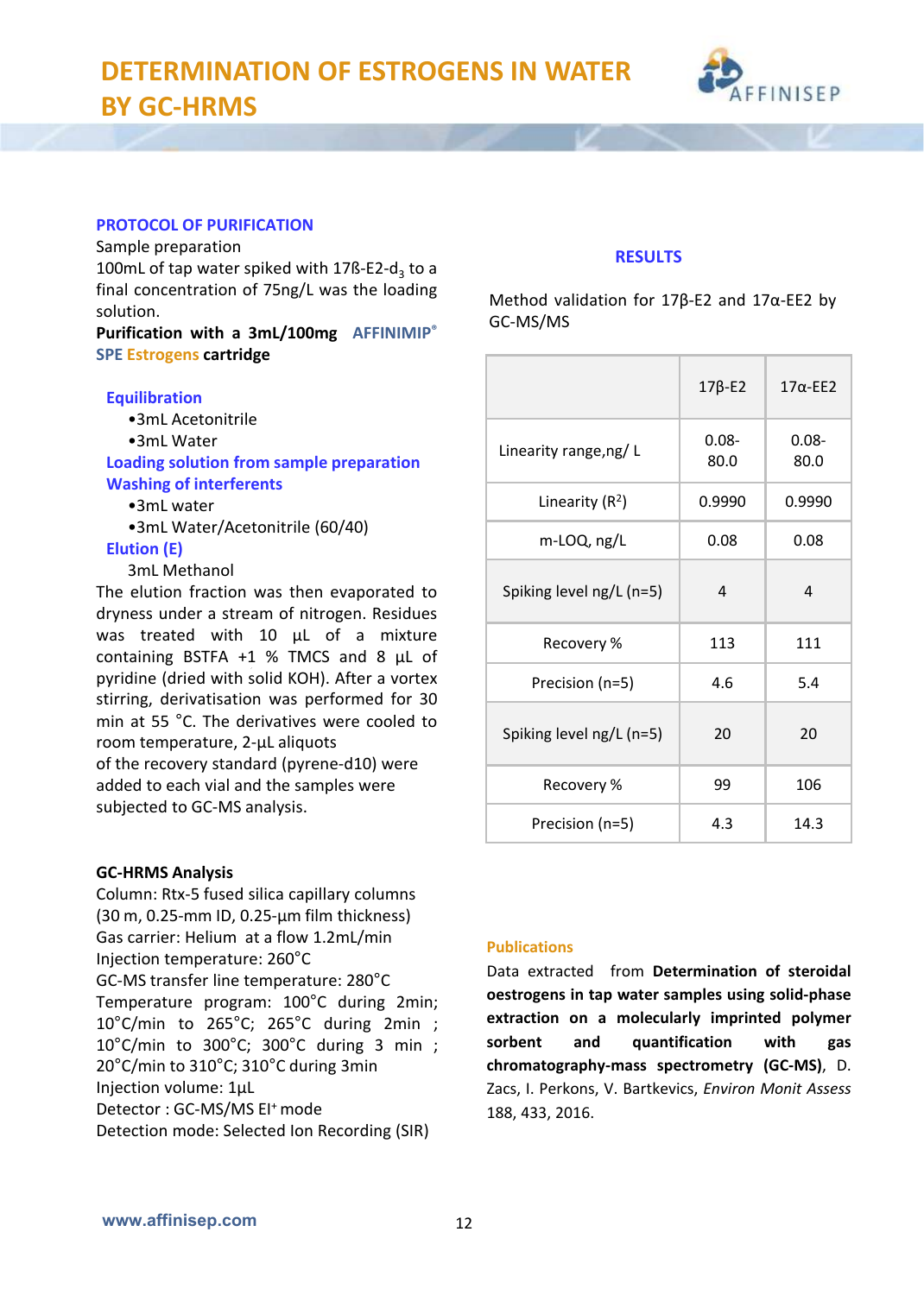# DETERMINATION OF ESTROGENS IN WATER BY GC-HRMS

## PROTOCOL OF PURIFICATION

Sample preparation

100mL of tap water spiked with 17ß-E2-$d_3$ to a final concentration of 75ng/L was the loading solution.

**Purification with a 3mL/100mg AFFINIMIP® SPE Estrogens cartridge**

**Equilibration**

- 3mL Acetonitrile
- 3mL Water

**Loading solution from sample preparation**

**Washing of interferents**

- 3mL water
- 3mL Water/Acetonitrile (60/40)

**Elution (E)**

3mL Methanol

The elution fraction was then evaporated to dryness under a stream of nitrogen. Residues was treated with 10 µL of a mixture containing BSTFA +1 % TMCS and 8 µL of pyridine (dried with solid KOH). After a vortex stirring, derivatisation was performed for 30 min at 55 °C. The derivatives were cooled to room temperature, 2-µL aliquots of the recovery standard (pyrene-d10) were added to each vial and the samples were subjected to GC-MS analysis.

### GC-HRMS Analysis

Column: Rtx-5 fused silica capillary columns (30 m, 0.25-mm ID, 0.25-µm film thickness)

Gas carrier: Helium at a flow 1.2mL/min

Injection temperature: 260°C

GC-MS transfer line temperature: 280°C

Temperature program: 100°C during 2min; 10°C/min to 265°C; 265°C during 2min ; 10°C/min to 300°C; 300°C during 3 min ; 20°C/min to 310°C; 310°C during 3min

Injection volume: 1µL

Detector : GC-MS/MS $EI^+$ mode

Detection mode: Selected Ion Recording (SIR)

## RESULTS

Method validation for 17β-E2 and 17α-EE2 by GC-MS/MS

| | 17β-E2 | 17α-EE2 |
|---|---|---|
| Linearity range,ng/ L | 0.08-80.0 | 0.08-80.0 |
| Linearity ($R^2$) | 0.9990 | 0.9990 |
| m-LOQ, ng/L | 0.08 | 0.08 |
| Spiking level ng/L (n=5) | 4 | 4 |
| Recovery % | 113 | 111 |
| Precision (n=5) | 4.6 | 5.4 |
| Spiking level ng/L (n=5) | 20 | 20 |
| Recovery % | 99 | 106 |
| Precision (n=5) | 4.3 | 14.3 |

### Publications

Data extracted from **Determination of steroidal oestrogens in tap water samples using solid-phase extraction on a molecularly imprinted polymer sorbent and quantification with gas chromatography-mass spectrometry (GC-MS)**, D. Zacs, I. Perkons, V. Bartkevics, *Environ Monit Assess* 188, 433, 2016.

www.affinisep.com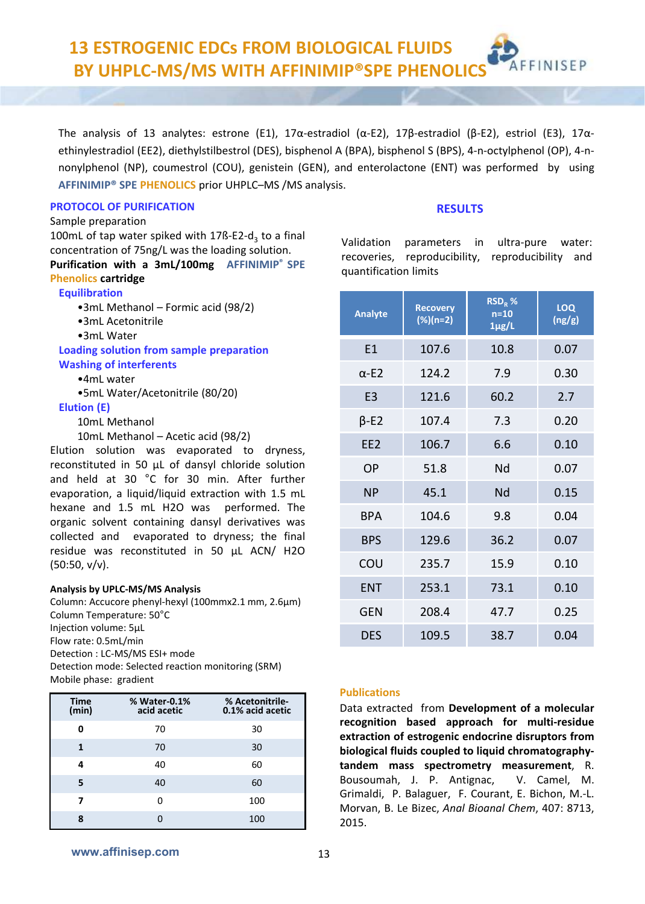# 13 ESTROGENIC EDCs FROM BIOLOGICAL FLUIDS BY UHPLC-MS/MS WITH AFFINIMIP®SPE PHENOLICS

The analysis of 13 analytes: estrone (E1), 17α-estradiol (α-E2), 17β-estradiol (β-E2), estriol (E3), 17α-ethinylestradiol (EE2), diethylstilbestrol (DES), bisphenol A (BPA), bisphenol S (BPS), 4-n-octylphenol (OP), 4-n-nonylphenol (NP), coumestrol (COU), genistein (GEN), and enterolactone (ENT) was performed by using **AFFINIMIP® SPE PHENOLICS** prior UHPLC–MS /MS analysis.

## PROTOCOL OF PURIFICATION

Sample preparation

100mL of tap water spiked with 17ß-E2-$d_3$ to a final concentration of 75ng/L was the loading solution.

**Purification with a 3mL/100mg AFFINIMIP® SPE Phenolics cartridge**

**Equilibration**

- 3mL Methanol – Formic acid (98/2)
- 3mL Acetonitrile
- 3mL Water

**Loading solution from sample preparation**

**Washing of interferents**

- 4mL water
- 5mL Water/Acetonitrile (80/20)

**Elution (E)**

10mL Methanol

10mL Methanol – Acetic acid (98/2)

Elution solution was evaporated to dryness, reconstituted in 50 µL of dansyl chloride solution and held at 30 °C for 30 min. After further evaporation, a liquid/liquid extraction with 1.5 mL hexane and 1.5 mL H2O was performed. The organic solvent containing dansyl derivatives was collected and evaporated to dryness; the final residue was reconstituted in 50 µL ACN/ H2O (50:50, v/v).

### Analysis by UPLC-MS/MS Analysis

Column: Accucore phenyl-hexyl (100mmx2.1 mm, 2.6µm)
Column Temperature: 50°C
Injection volume: 5µL
Flow rate: 0.5mL/min
Detection : LC-MS/MS ESI+ mode
Detection mode: Selected reaction monitoring (SRM)
Mobile phase: gradient

| Time (min) | % Water-0.1% acid acetic | % Acetonitrile-0.1% acid acetic |
|---|---|---|
| 0 | 70 | 30 |
| 1 | 70 | 30 |
| 4 | 40 | 60 |
| 5 | 40 | 60 |
| 7 | 0 | 100 |
| 8 | 0 | 100 |

## RESULTS

Validation parameters in ultra-pure water: recoveries, reproducibility, reproducibility and quantification limits

| Analyte | Recovery (%)(n=2) | $RSD_R$ % n=10 1µg/L | LOQ (ng/g) |
|---|---|---|---|
| E1 | 107.6 | 10.8 | 0.07 |
| α-E2 | 124.2 | 7.9 | 0.30 |
| E3 | 121.6 | 60.2 | 2.7 |
| β-E2 | 107.4 | 7.3 | 0.20 |
| EE2 | 106.7 | 6.6 | 0.10 |
| OP | 51.8 | Nd | 0.07 |
| NP | 45.1 | Nd | 0.15 |
| BPA | 104.6 | 9.8 | 0.04 |
| BPS | 129.6 | 36.2 | 0.07 |
| COU | 235.7 | 15.9 | 0.10 |
| ENT | 253.1 | 73.1 | 0.10 |
| GEN | 208.4 | 47.7 | 0.25 |
| DES | 109.5 | 38.7 | 0.04 |

### Publications

Data extracted from **Development of a molecular recognition based approach for multi-residue extraction of estrogenic endocrine disruptors from biological fluids coupled to liquid chromatography-tandem mass spectrometry measurement**, R. Bousoumah, J. P. Antignac, V. Camel, M. Grimaldi, P. Balaguer, F. Courant, E. Bichon, M.-L. Morvan, B. Le Bizec, *Anal Bioanal Chem*, 407: 8713, 2015.

www.affinisep.com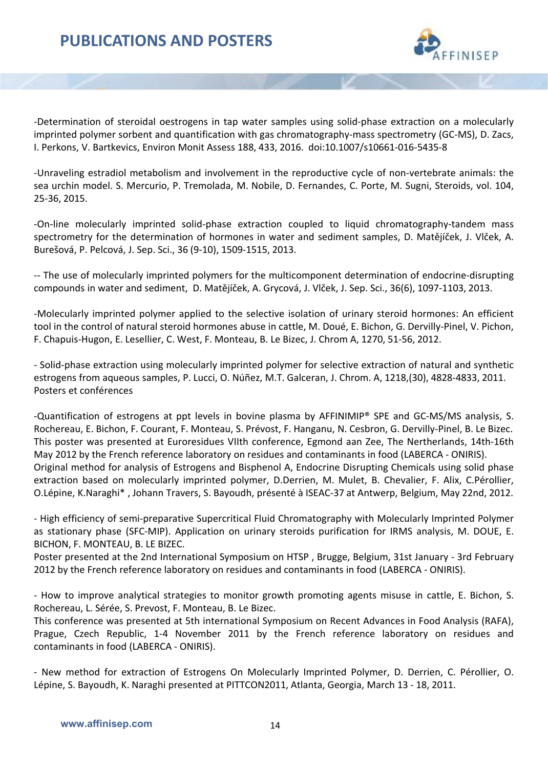# PUBLICATIONS AND POSTERS

-Determination of steroidal oestrogens in tap water samples using solid-phase extraction on a molecularly imprinted polymer sorbent and quantification with gas chromatography-mass spectrometry (GC-MS), D. Zacs, I. Perkons, V. Bartkevics, Environ Monit Assess 188, 433, 2016. doi:10.1007/s10661-016-5435-8

-Unraveling estradiol metabolism and involvement in the reproductive cycle of non-vertebrate animals: the sea urchin model. S. Mercurio, P. Tremolada, M. Nobile, D. Fernandes, C. Porte, M. Sugni, Steroids, vol. 104, 25-36, 2015.

-On-line molecularly imprinted solid-phase extraction coupled to liquid chromatography-tandem mass spectrometry for the determination of hormones in water and sediment samples, D. Matějíček, J. Vlček, A. Burešová, P. Pelcová, J. Sep. Sci., 36 (9-10), 1509-1515, 2013.

-- The use of molecularly imprinted polymers for the multicomponent determination of endocrine-disrupting compounds in water and sediment, D. Matějíček, A. Grycová, J. Vlček, J. Sep. Sci., 36(6), 1097-1103, 2013.

-Molecularly imprinted polymer applied to the selective isolation of urinary steroid hormones: An efficient tool in the control of natural steroid hormones abuse in cattle, M. Doué, E. Bichon, G. Dervilly-Pinel, V. Pichon, F. Chapuis-Hugon, E. Lesellier, C. West, F. Monteau, B. Le Bizec, J. Chrom A, 1270, 51-56, 2012.

- Solid-phase extraction using molecularly imprinted polymer for selective extraction of natural and synthetic estrogens from aqueous samples, P. Lucci, O. Núñez, M.T. Galceran, J. Chrom. A, 1218,(30), 4828-4833, 2011.
Posters et conférences

-Quantification of estrogens at ppt levels in bovine plasma by AFFINIMIP® SPE and GC-MS/MS analysis, S. Rochereau, E. Bichon, F. Courant, F. Monteau, S. Prévost, F. Hanganu, N. Cesbron, G. Dervilly-Pinel, B. Le Bizec. This poster was presented at Euroresidues VIIth conference, Egmond aan Zee, The Nertherlands, 14th-16th May 2012 by the French reference laboratory on residues and contaminants in food (LABERCA - ONIRIS).
Original method for analysis of Estrogens and Bisphenol A, Endocrine Disrupting Chemicals using solid phase extraction based on molecularly imprinted polymer, D.Derrien, M. Mulet, B. Chevalier, F. Alix, C.Pérollier, O.Lépine, K.Naraghi* , Johann Travers, S. Bayoudh, présenté à ISEAC-37 at Antwerp, Belgium, May 22nd, 2012.

- High efficiency of semi-preparative Supercritical Fluid Chromatography with Molecularly Imprinted Polymer as stationary phase (SFC-MIP). Application on urinary steroids purification for IRMS analysis, M. DOUE, E. BICHON, F. MONTEAU, B. LE BIZEC.
Poster presented at the 2nd International Symposium on HTSP , Brugge, Belgium, 31st January - 3rd February 2012 by the French reference laboratory on residues and contaminants in food (LABERCA - ONIRIS).

- How to improve analytical strategies to monitor growth promoting agents misuse in cattle, E. Bichon, S. Rochereau, L. Sérée, S. Prevost, F. Monteau, B. Le Bizec.
This conference was presented at 5th international Symposium on Recent Advances in Food Analysis (RAFA), Prague, Czech Republic, 1-4 November 2011 by the French reference laboratory on residues and contaminants in food (LABERCA - ONIRIS).

- New method for extraction of Estrogens On Molecularly Imprinted Polymer, D. Derrien, C. Pérollier, O. Lépine, S. Bayoudh, K. Naraghi presented at PITTCON2011, Atlanta, Georgia, March 13 - 18, 2011.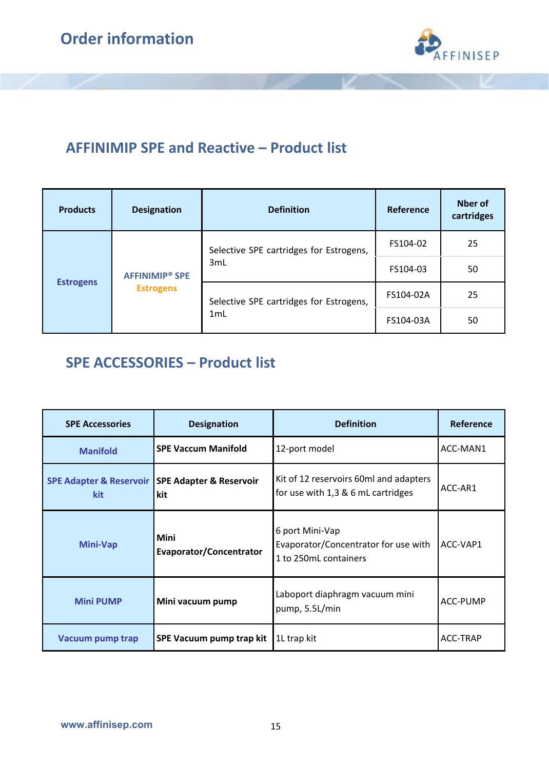# Order information

## AFFINIMIP SPE and Reactive – Product list

| Products | Designation | Definition | Reference | Nber of cartridges |
|---|---|---|---|---|
| Estrogens | AFFINIMIP® SPE Estrogens | Selective SPE cartridges for Estrogens, 3mL | FS104-02 | 25 |
| | | | FS104-03 | 50 |
| | | Selective SPE cartridges for Estrogens, 1mL | FS104-02A | 25 |
| | | | FS104-03A | 50 |

## SPE ACCESSORIES – Product list

| SPE Accessories | Designation | Definition | Reference |
|---|---|---|---|
| Manifold | **SPE Vaccum Manifold** | 12-port model | ACC-MAN1 |
| SPE Adapter & Reservoir kit | **SPE Adapter & Reservoir kit** | Kit of 12 reservoirs 60ml and adapters for use with 1,3 & 6 mL cartridges | ACC-AR1 |
| Mini-Vap | **Mini Evaporator/Concentrator** | 6 port Mini-Vap Evaporator/Concentrator for use with 1 to 250mL containers | ACC-VAP1 |
| Mini PUMP | **Mini vacuum pump** | Laboport diaphragm vacuum mini pump, 5.5L/min | ACC-PUMP |
| Vacuum pump trap | **SPE Vacuum pump trap kit** | 1L trap kit | ACC-TRAP |

www.affinisep.com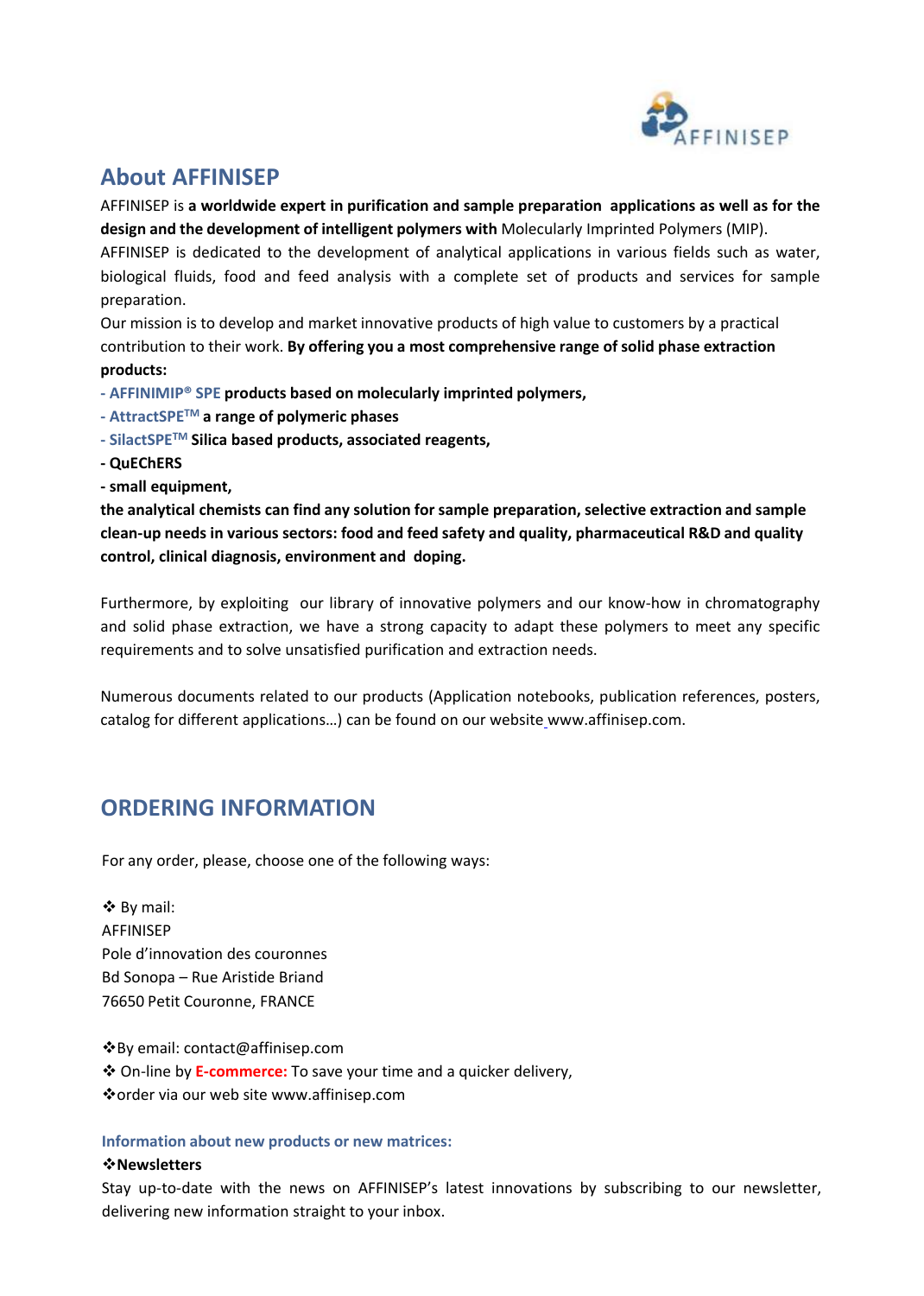## About AFFINISEP

AFFINISEP is **a worldwide expert in purification and sample preparation applications as well as for the design and the development of intelligent polymers with** Molecularly Imprinted Polymers (MIP).
AFFINISEP is dedicated to the development of analytical applications in various fields such as water, biological fluids, food and feed analysis with a complete set of products and services for sample preparation.
Our mission is to develop and market innovative products of high value to customers by a practical contribution to their work. **By offering you a most comprehensive range of solid phase extraction products:**

- AFFINIMIP® SPE **products based on molecularly imprinted polymers,**
- AttractSPE™ **a range of polymeric phases**
- SilactSPE™ **Silica based products, associated reagents,**
- **QuEChERS**
- **small equipment,**

**the analytical chemists can find any solution for sample preparation, selective extraction and sample clean-up needs in various sectors: food and feed safety and quality, pharmaceutical R&D and quality control, clinical diagnosis, environment and doping.**

Furthermore, by exploiting our library of innovative polymers and our know-how in chromatography and solid phase extraction, we have a strong capacity to adapt these polymers to meet any specific requirements and to solve unsatisfied purification and extraction needs.

Numerous documents related to our products (Application notebooks, publication references, posters, catalog for different applications…) can be found on our website www.affinisep.com.

## ORDERING INFORMATION

For any order, please, choose one of the following ways:

❖ By mail:
AFFINISEP
Pole d'innovation des couronnes
Bd Sonopa – Rue Aristide Briand
76650 Petit Couronne, FRANCE

❖ By email: contact@affinisep.com
❖ On-line by **E-commerce:** To save your time and a quicker delivery,
❖ order via our web site www.affinisep.com

### Information about new products or new matrices:

❖ **Newsletters**
Stay up-to-date with the news on AFFINISEP's latest innovations by subscribing to our newsletter, delivering new information straight to your inbox.